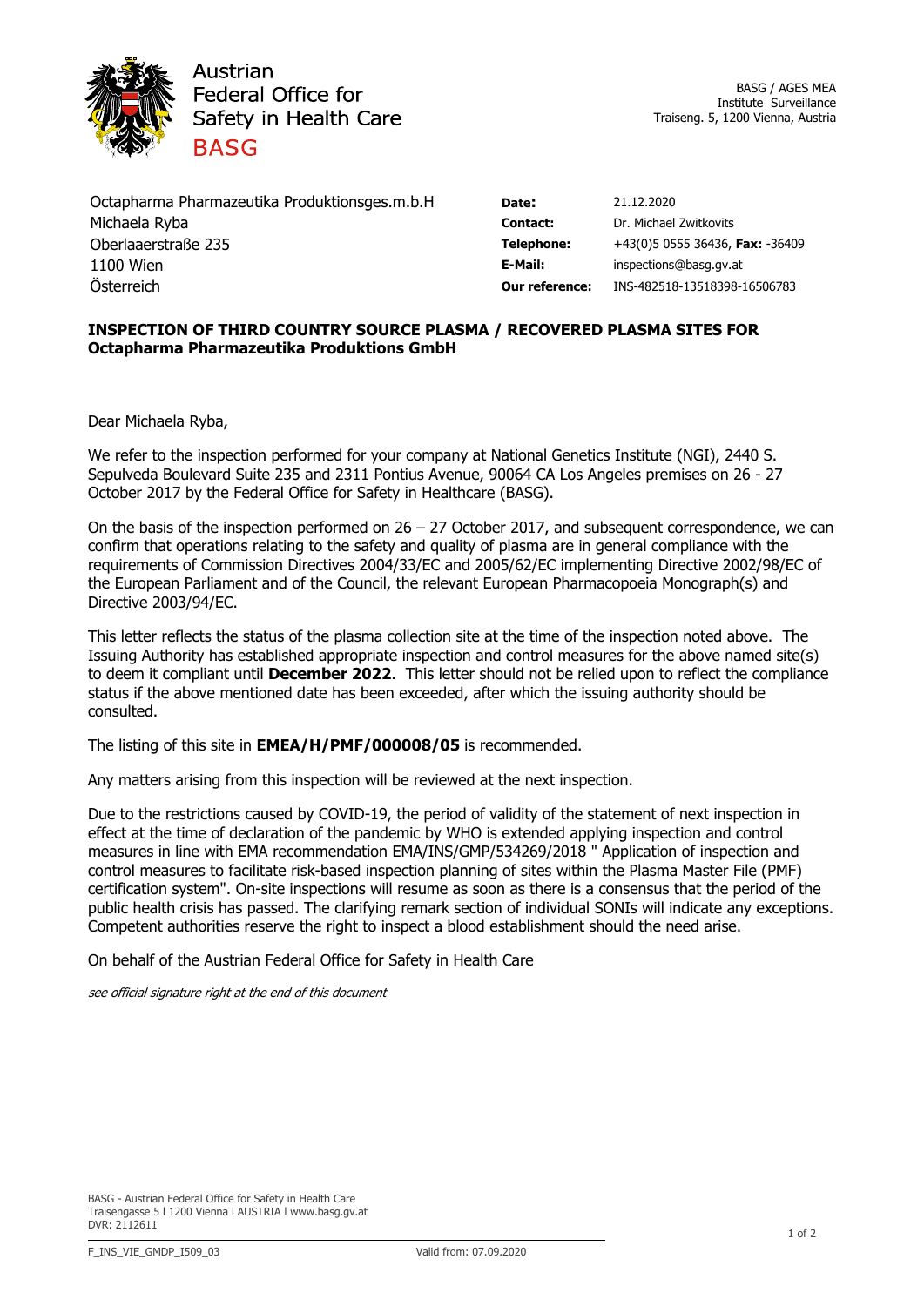Austrian
Federal Office for
Safety in Health Care
BASG

BASG / AGES MEA
Institute Surveillance
Traiseng. 5, 1200 Vienna, Austria

Octapharma Pharmazeutika Produktionsges.m.b.H
Michaela Ryba
Oberlaaerstraße 235
1100 Wien
Österreich

| | |
|---|---|
| **Date:** | 21.12.2020 |
| **Contact:** | Dr. Michael Zwitkovits |
| **Telephone:** | +43(0)5 0555 36436, **Fax:** -36409 |
| **E-Mail:** | inspections@basg.gv.at |
| **Our reference:** | INS-482518-13518398-16506783 |

**INSPECTION OF THIRD COUNTRY SOURCE PLASMA / RECOVERED PLASMA SITES FOR Octapharma Pharmazeutika Produktions GmbH**

Dear Michaela Ryba,

We refer to the inspection performed for your company at National Genetics Institute (NGI), 2440 S. Sepulveda Boulevard Suite 235 and 2311 Pontius Avenue, 90064 CA Los Angeles premises on 26 - 27 October 2017 by the Federal Office for Safety in Healthcare (BASG).

On the basis of the inspection performed on 26 – 27 October 2017, and subsequent correspondence, we can confirm that operations relating to the safety and quality of plasma are in general compliance with the requirements of Commission Directives 2004/33/EC and 2005/62/EC implementing Directive 2002/98/EC of the European Parliament and of the Council, the relevant European Pharmacopoeia Monograph(s) and Directive 2003/94/EC.

This letter reflects the status of the plasma collection site at the time of the inspection noted above. The Issuing Authority has established appropriate inspection and control measures for the above named site(s) to deem it compliant until **December 2022**. This letter should not be relied upon to reflect the compliance status if the above mentioned date has been exceeded, after which the issuing authority should be consulted.

The listing of this site in **EMEA/H/PMF/000008/05** is recommended.

Any matters arising from this inspection will be reviewed at the next inspection.

Due to the restrictions caused by COVID-19, the period of validity of the statement of next inspection in effect at the time of declaration of the pandemic by WHO is extended applying inspection and control measures in line with EMA recommendation EMA/INS/GMP/534269/2018 " Application of inspection and control measures to facilitate risk-based inspection planning of sites within the Plasma Master File (PMF) certification system". On-site inspections will resume as soon as there is a consensus that the period of the public health crisis has passed. The clarifying remark section of individual SONIs will indicate any exceptions. Competent authorities reserve the right to inspect a blood establishment should the need arise.

On behalf of the Austrian Federal Office for Safety in Health Care

*see official signature right at the end of this document*

BASG - Austrian Federal Office for Safety in Health Care
Traisengasse 5 l 1200 Vienna l AUSTRIA l www.basg.gv.at
DVR: 2112611

F_INS_VIE_GMDP_I509_03 Valid from: 07.09.2020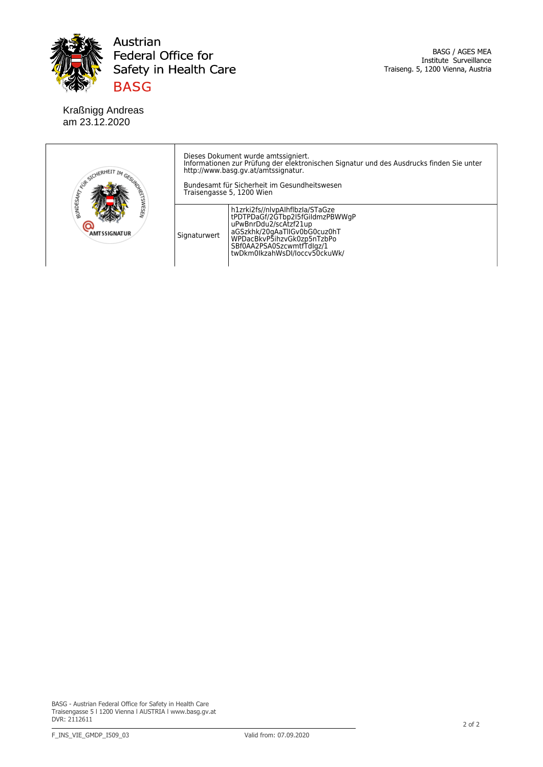Austrian
Federal Office for
Safety in Health Care
**BASG**

BASG / AGES MEA
Institute Surveillance
Traiseng. 5, 1200 Vienna, Austria

Kraßnigg Andreas
am 23.12.2020

| | | |
|---|---|---|
| BUNDESAMT FÜR SICHERHEIT IM GESUNDHEITSWESEN AMTSSIGNATUR | Dieses Dokument wurde amtssigniert. Informationen zur Prüfung der elektronischen Signatur und des Ausdrucks finden Sie unter http://www.basg.gv.at/amtssignatur. Bundesamt für Sicherheit im Gesundheitswesen Traisengasse 5, 1200 Wien | |
| | Signaturwert | h1zrki2fs//nlvpAlhflbzla/STaGze tPDTPDaGf/2GTbp2l5fGildmzPBWWgP uPwBnrDdu2/scAtzf21up aGSzkhk/20gAaTIlGv0bG0cuz0hT WPDacBkvP5ihzvGk0zp5nTzbPo SBf0AA2PSA0SzcwmtfTdlgz/1 twDkm0lkzahWsDl/loccv50ckuWk/ |

BASG - Austrian Federal Office for Safety in Health Care
Traisengasse 5 l 1200 Vienna l AUSTRIA l www.basg.gv.at
DVR: 2112611

F_INS_VIE_GMDP_I509_03 Valid from: 07.09.2020